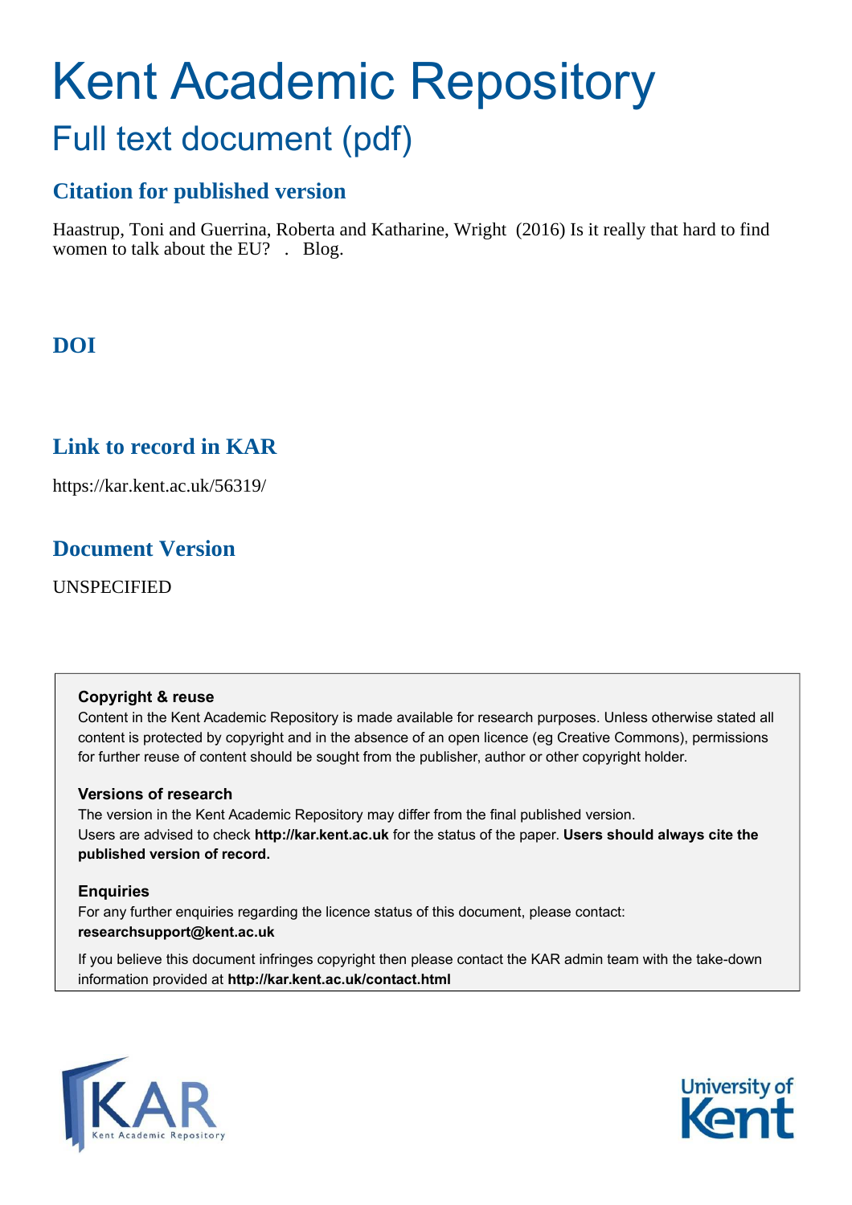# Kent Academic Repository

## Full text document (pdf)

### Citation for published version

Haastrup, Toni and Guerrina, Roberta and Katharine, Wright (2016) Is it really that hard to find women to talk about the EU? . Blog.

### DOI

### Link to record in KAR

https://kar.kent.ac.uk/56319/

### Document Version

UNSPECIFIED

**Copyright & reuse**

Content in the Kent Academic Repository is made available for research purposes. Unless otherwise stated all content is protected by copyright and in the absence of an open licence (eg Creative Commons), permissions for further reuse of content should be sought from the publisher, author or other copyright holder.

**Versions of research**

The version in the Kent Academic Repository may differ from the final published version. Users are advised to check **http://kar.kent.ac.uk** for the status of the paper. **Users should always cite the published version of record.**

**Enquiries**

For any further enquiries regarding the licence status of this document, please contact: **researchsupport@kent.ac.uk**

If you believe this document infringes copyright then please contact the KAR admin team with the take-down information provided at **http://kar.kent.ac.uk/contact.html**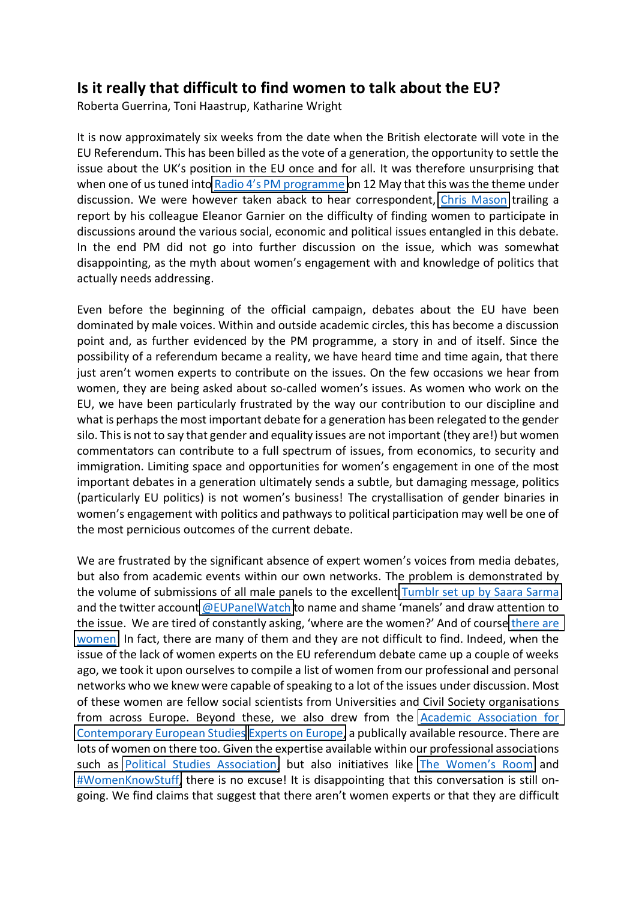## Is it really that difficult to find women to talk about the EU?

Roberta Guerrina, Toni Haastrup, Katharine Wright

It is now approximately six weeks from the date when the British electorate will vote in the EU Referendum. This has been billed as the vote of a generation, the opportunity to settle the issue about the UK's position in the EU once and for all. It was therefore unsurprising that when one of us tuned into Radio 4's PM programme on 12 May that this was the theme under discussion. We were however taken aback to hear correspondent, Chris Mason trailing a report by his colleague Eleanor Garnier on the difficulty of finding women to participate in discussions around the various social, economic and political issues entangled in this debate. In the end PM did not go into further discussion on the issue, which was somewhat disappointing, as the myth about women's engagement with and knowledge of politics that actually needs addressing.

Even before the beginning of the official campaign, debates about the EU have been dominated by male voices. Within and outside academic circles, this has become a discussion point and, as further evidenced by the PM programme, a story in and of itself. Since the possibility of a referendum became a reality, we have heard time and time again, that there just aren't women experts to contribute on the issues. On the few occasions we hear from women, they are being asked about so-called women's issues. As women who work on the EU, we have been particularly frustrated by the way our contribution to our discipline and what is perhaps the most important debate for a generation has been relegated to the gender silo. This is not to say that gender and equality issues are not important (they are!) but women commentators can contribute to a full spectrum of issues, from economics, to security and immigration. Limiting space and opportunities for women's engagement in one of the most important debates in a generation ultimately sends a subtle, but damaging message, politics (particularly EU politics) is not women's business! The crystallisation of gender binaries in women's engagement with politics and pathways to political participation may well be one of the most pernicious outcomes of the current debate.

We are frustrated by the significant absence of expert women's voices from media debates, but also from academic events within our own networks. The problem is demonstrated by the volume of submissions of all male panels to the excellent Tumblr set up by Saara Sarma and the twitter account @EUPanelWatch to name and shame 'manels' and draw attention to the issue. We are tired of constantly asking, 'where are the women?' And of course there are women. In fact, there are many of them and they are not difficult to find. Indeed, when the issue of the lack of women experts on the EU referendum debate came up a couple of weeks ago, we took it upon ourselves to compile a list of women from our professional and personal networks who we knew were capable of speaking to a lot of the issues under discussion. Most of these women are fellow social scientists from Universities and Civil Society organisations from across Europe. Beyond these, we also drew from the Academic Association for Contemporary European Studies Experts on Europe, a publically available resource. There are lots of women on there too. Given the expertise available within our professional associations such as Political Studies Association, but also initiatives like The Women's Room and #WomenKnowStuff, there is no excuse! It is disappointing that this conversation is still on-going. We find claims that suggest that there aren't women experts or that they are difficult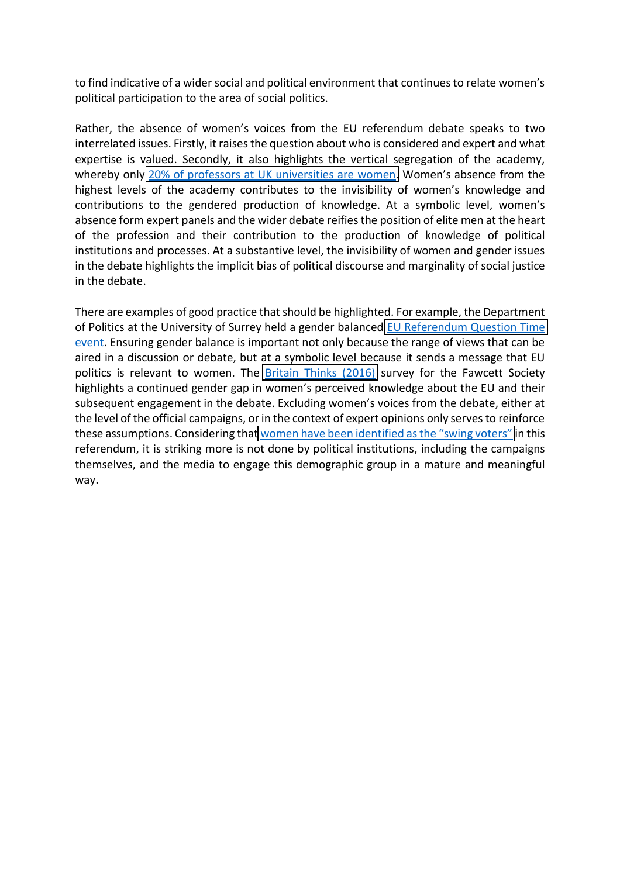to find indicative of a wider social and political environment that continues to relate women's political participation to the area of social politics.

Rather, the absence of women's voices from the EU referendum debate speaks to two interrelated issues. Firstly, it raises the question about who is considered and expert and what expertise is valued. Secondly, it also highlights the vertical segregation of the academy, whereby only 20% of professors at UK universities are women. Women's absence from the highest levels of the academy contributes to the invisibility of women's knowledge and contributions to the gendered production of knowledge. At a symbolic level, women's absence form expert panels and the wider debate reifies the position of elite men at the heart of the profession and their contribution to the production of knowledge of political institutions and processes. At a substantive level, the invisibility of women and gender issues in the debate highlights the implicit bias of political discourse and marginality of social justice in the debate.

There are examples of good practice that should be highlighted. For example, the Department of Politics at the University of Surrey held a gender balanced EU Referendum Question Time event. Ensuring gender balance is important not only because the range of views that can be aired in a discussion or debate, but at a symbolic level because it sends a message that EU politics is relevant to women. The Britain Thinks (2016) survey for the Fawcett Society highlights a continued gender gap in women's perceived knowledge about the EU and their subsequent engagement in the debate. Excluding women's voices from the debate, either at the level of the official campaigns, or in the context of expert opinions only serves to reinforce these assumptions. Considering that women have been identified as the "swing voters" in this referendum, it is striking more is not done by political institutions, including the campaigns themselves, and the media to engage this demographic group in a mature and meaningful way.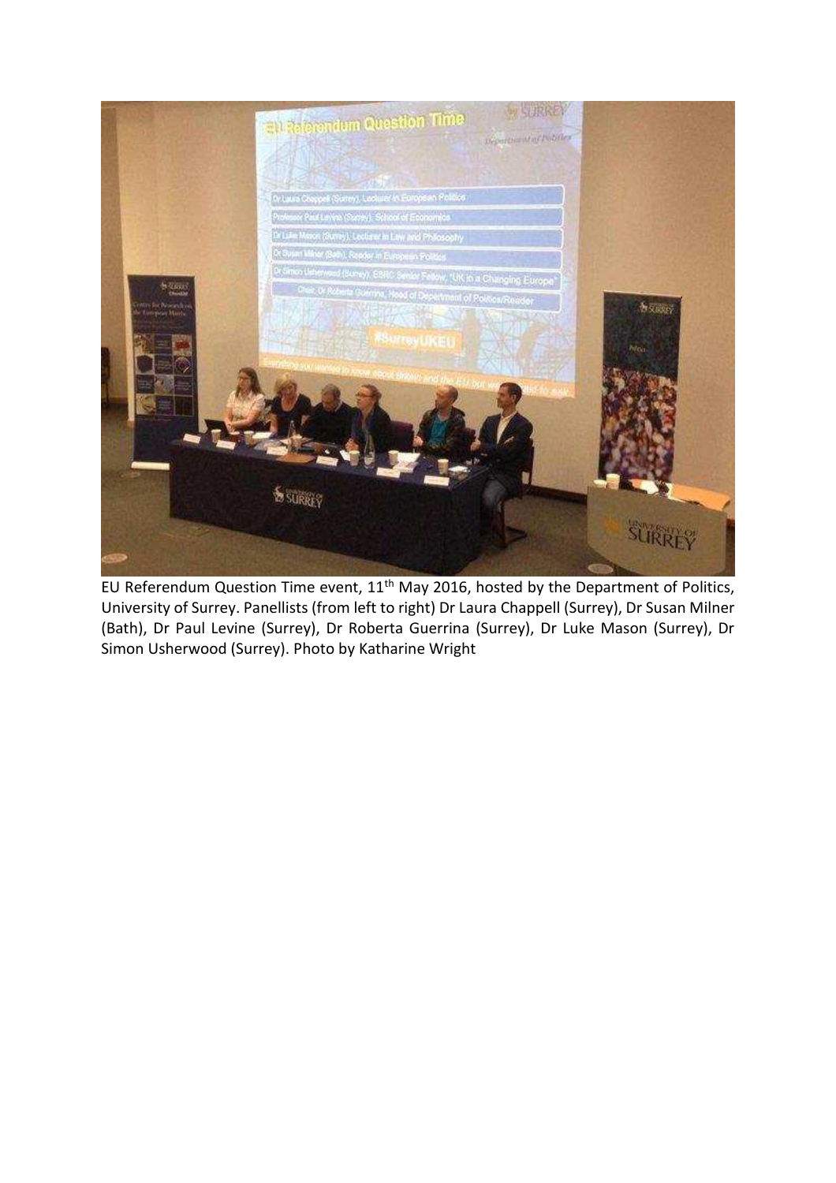EU Referendum Question Time event, 11th May 2016, hosted by the Department of Politics, University of Surrey. Panellists (from left to right) Dr Laura Chappell (Surrey), Dr Susan Milner (Bath), Dr Paul Levine (Surrey), Dr Roberta Guerrina (Surrey), Dr Luke Mason (Surrey), Dr Simon Usherwood (Surrey). Photo by Katharine Wright